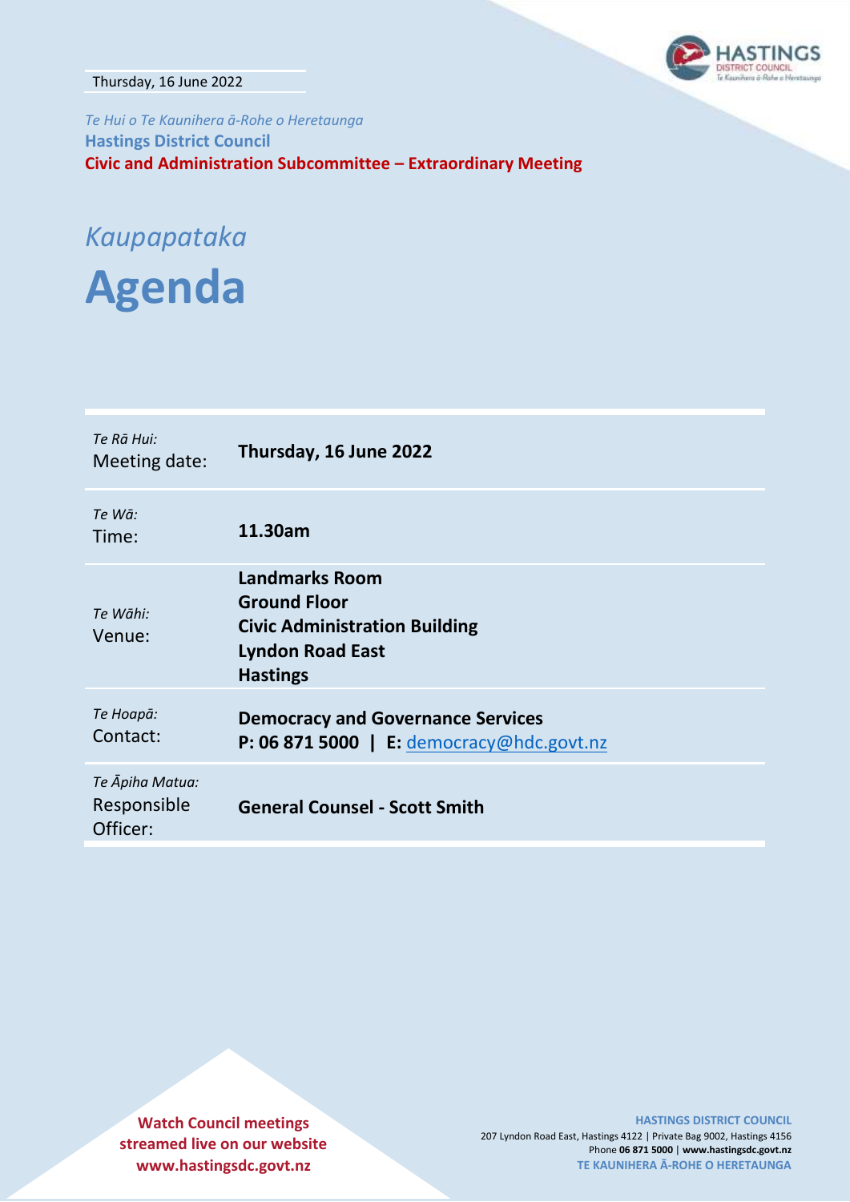Thursday, 16 June 2022

*Te Hui o Te Kaunihera ā-Rohe o Heretaunga*

**Hastings District Council**

**Civic and Administration Subcommittee – Extraordinary Meeting**

# *Kaupapataka*

# Agenda

| | |
|---|---|
| *Te Rā Hui:* Meeting date: | **Thursday, 16 June 2022** |
| *Te Wā:* Time: | **11.30am** |
| *Te Wāhi:* Venue: | **Landmarks Room**<br>**Ground Floor**<br>**Civic Administration Building**<br>**Lyndon Road East**<br>**Hastings** |
| *Te Hoapā:* Contact: | **Democracy and Governance Services**<br>**P: 06 871 5000 \| E:** democracy@hdc.govt.nz |
| *Te Āpiha Matua:* Responsible Officer: | **General Counsel - Scott Smith** |

**Watch Council meetings streamed live on our website www.hastingsdc.govt.nz**

**HASTINGS DISTRICT COUNCIL**
207 Lyndon Road East, Hastings 4122 | Private Bag 9002, Hastings 4156
Phone **06 871 5000** | **www.hastingsdc.govt.nz**
**TE KAUNIHERA Ā-ROHE O HERETAUNGA**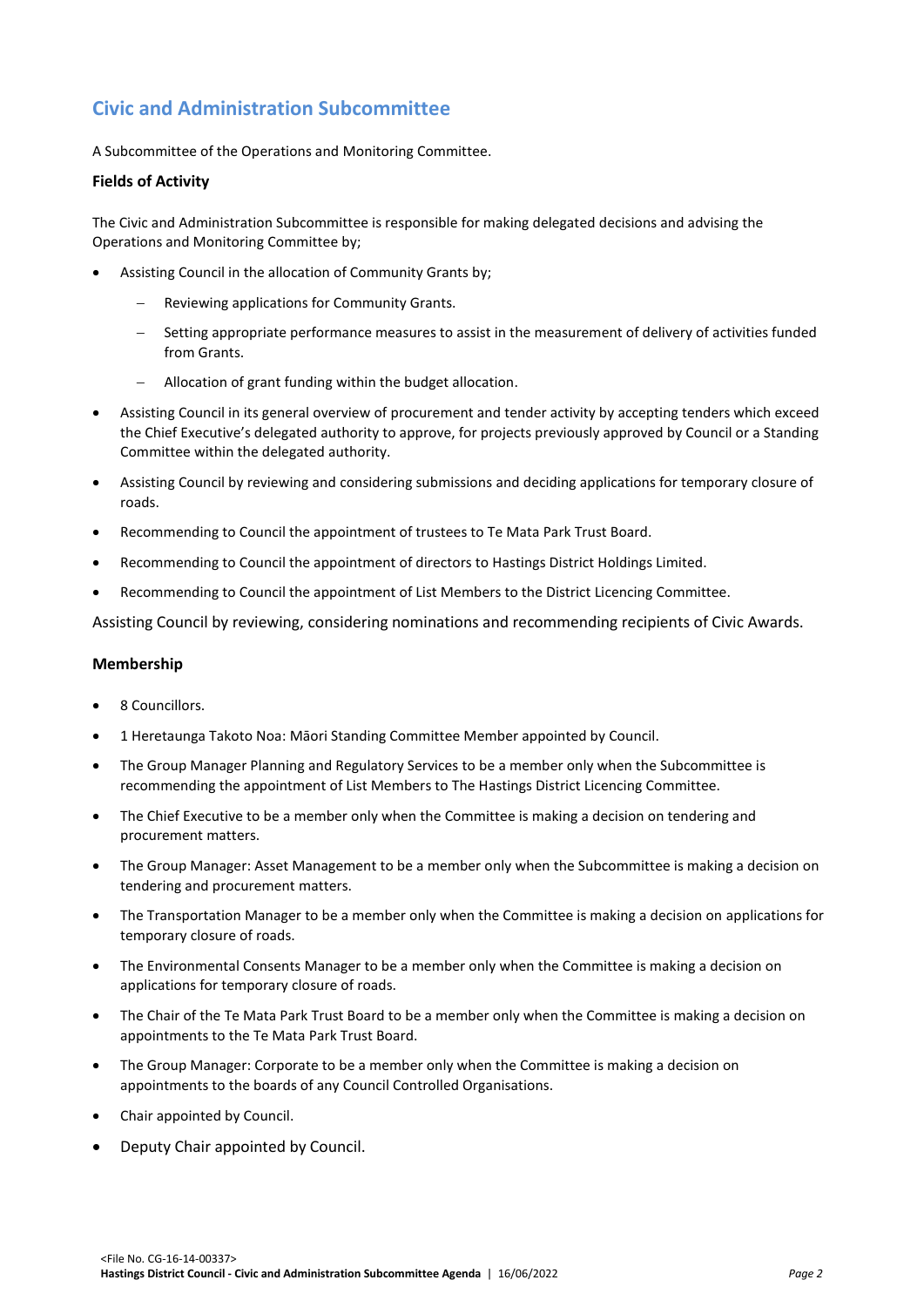## Civic and Administration Subcommittee

A Subcommittee of the Operations and Monitoring Committee.

### Fields of Activity

The Civic and Administration Subcommittee is responsible for making delegated decisions and advising the Operations and Monitoring Committee by;

- Assisting Council in the allocation of Community Grants by;
  - Reviewing applications for Community Grants.
  - Setting appropriate performance measures to assist in the measurement of delivery of activities funded from Grants.
  - Allocation of grant funding within the budget allocation.
- Assisting Council in its general overview of procurement and tender activity by accepting tenders which exceed the Chief Executive's delegated authority to approve, for projects previously approved by Council or a Standing Committee within the delegated authority.
- Assisting Council by reviewing and considering submissions and deciding applications for temporary closure of roads.
- Recommending to Council the appointment of trustees to Te Mata Park Trust Board.
- Recommending to Council the appointment of directors to Hastings District Holdings Limited.
- Recommending to Council the appointment of List Members to the District Licencing Committee.

Assisting Council by reviewing, considering nominations and recommending recipients of Civic Awards.

### Membership

- 8 Councillors.
- 1 Heretaunga Takoto Noa: Māori Standing Committee Member appointed by Council.
- The Group Manager Planning and Regulatory Services to be a member only when the Subcommittee is recommending the appointment of List Members to The Hastings District Licencing Committee.
- The Chief Executive to be a member only when the Committee is making a decision on tendering and procurement matters.
- The Group Manager: Asset Management to be a member only when the Subcommittee is making a decision on tendering and procurement matters.
- The Transportation Manager to be a member only when the Committee is making a decision on applications for temporary closure of roads.
- The Environmental Consents Manager to be a member only when the Committee is making a decision on applications for temporary closure of roads.
- The Chair of the Te Mata Park Trust Board to be a member only when the Committee is making a decision on appointments to the Te Mata Park Trust Board.
- The Group Manager: Corporate to be a member only when the Committee is making a decision on appointments to the boards of any Council Controlled Organisations.
- Chair appointed by Council.
- Deputy Chair appointed by Council.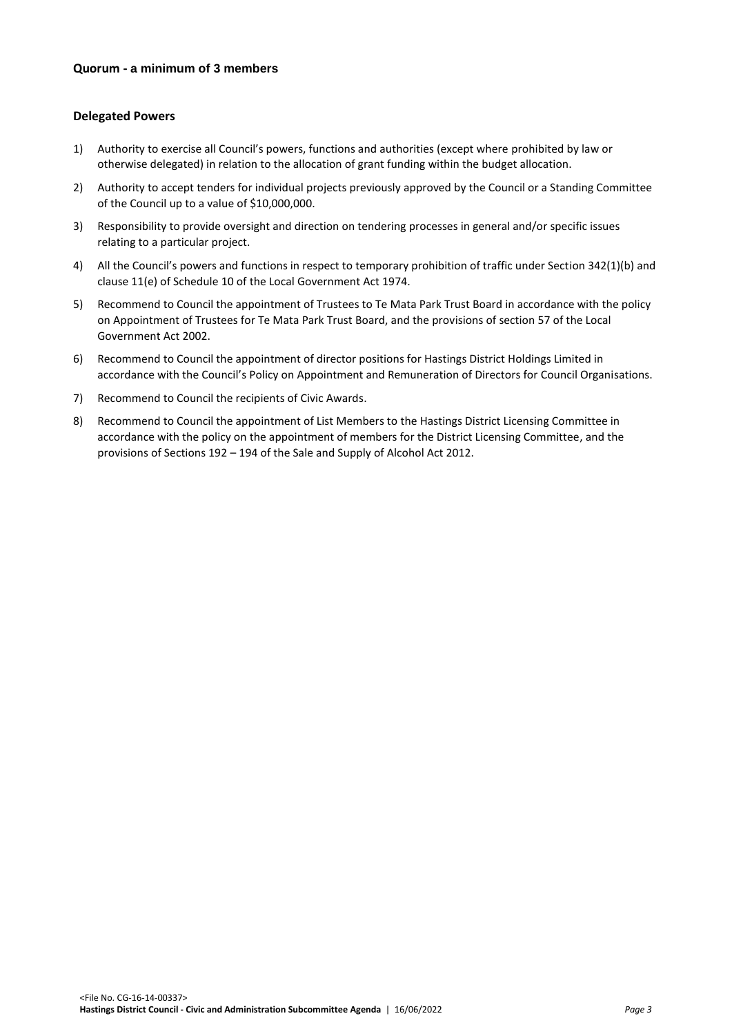**Quorum - a minimum of 3 members**

**Delegated Powers**

1) Authority to exercise all Council's powers, functions and authorities (except where prohibited by law or otherwise delegated) in relation to the allocation of grant funding within the budget allocation.

2) Authority to accept tenders for individual projects previously approved by the Council or a Standing Committee of the Council up to a value of $10,000,000.

3) Responsibility to provide oversight and direction on tendering processes in general and/or specific issues relating to a particular project.

4) All the Council's powers and functions in respect to temporary prohibition of traffic under Section 342(1)(b) and clause 11(e) of Schedule 10 of the Local Government Act 1974.

5) Recommend to Council the appointment of Trustees to Te Mata Park Trust Board in accordance with the policy on Appointment of Trustees for Te Mata Park Trust Board, and the provisions of section 57 of the Local Government Act 2002.

6) Recommend to Council the appointment of director positions for Hastings District Holdings Limited in accordance with the Council's Policy on Appointment and Remuneration of Directors for Council Organisations.

7) Recommend to Council the recipients of Civic Awards.

8) Recommend to Council the appointment of List Members to the Hastings District Licensing Committee in accordance with the policy on the appointment of members for the District Licensing Committee, and the provisions of Sections 192 – 194 of the Sale and Supply of Alcohol Act 2012.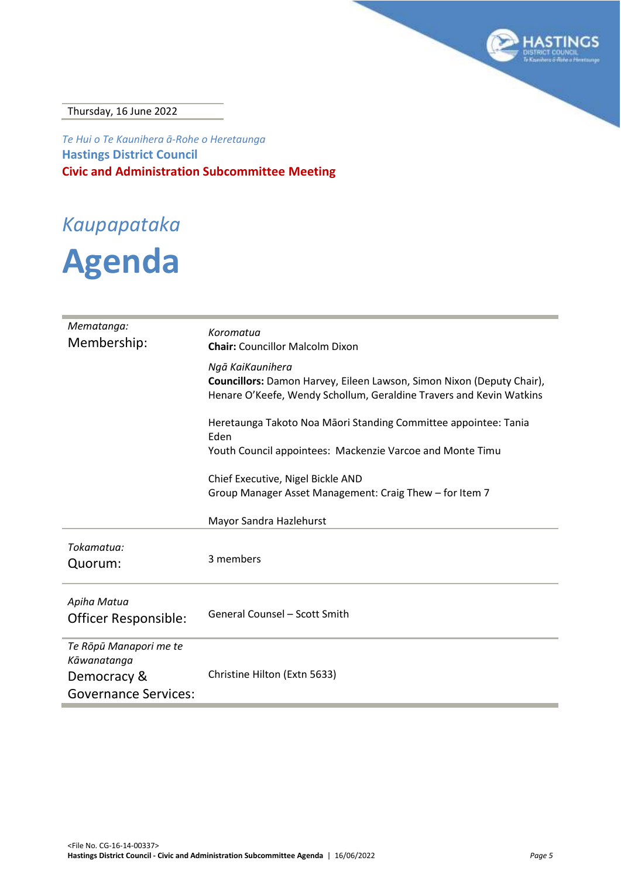Thursday, 16 June 2022

*Te Hui o Te Kaunihera ā-Rohe o Heretaunga*

**Hastings District Council**

**Civic and Administration Subcommittee Meeting**

# *Kaupapataka*

# Agenda

| | |
|---|---|
| *Mematanga:*<br>Membership: | *Koromatua*<br>**Chair:** Councillor Malcolm Dixon<br><br>*Ngā KaiKaunihera*<br>**Councillors:** Damon Harvey, Eileen Lawson, Simon Nixon (Deputy Chair), Henare O'Keefe, Wendy Schollum, Geraldine Travers and Kevin Watkins<br><br>Heretaunga Takoto Noa Māori Standing Committee appointee: Tania Eden<br>Youth Council appointees: Mackenzie Varcoe and Monte Timu<br><br>Chief Executive, Nigel Bickle AND<br>Group Manager Asset Management: Craig Thew – for Item 7<br><br>Mayor Sandra Hazlehurst |
| *Tokamatua:*<br>Quorum: | 3 members |
| *Apiha Matua*<br>Officer Responsible: | General Counsel – Scott Smith |
| *Te Rōpū Manapori me te Kāwanatanga*<br>Democracy & Governance Services: | Christine Hilton (Extn 5633) |

<File No. CG-16-14-00337>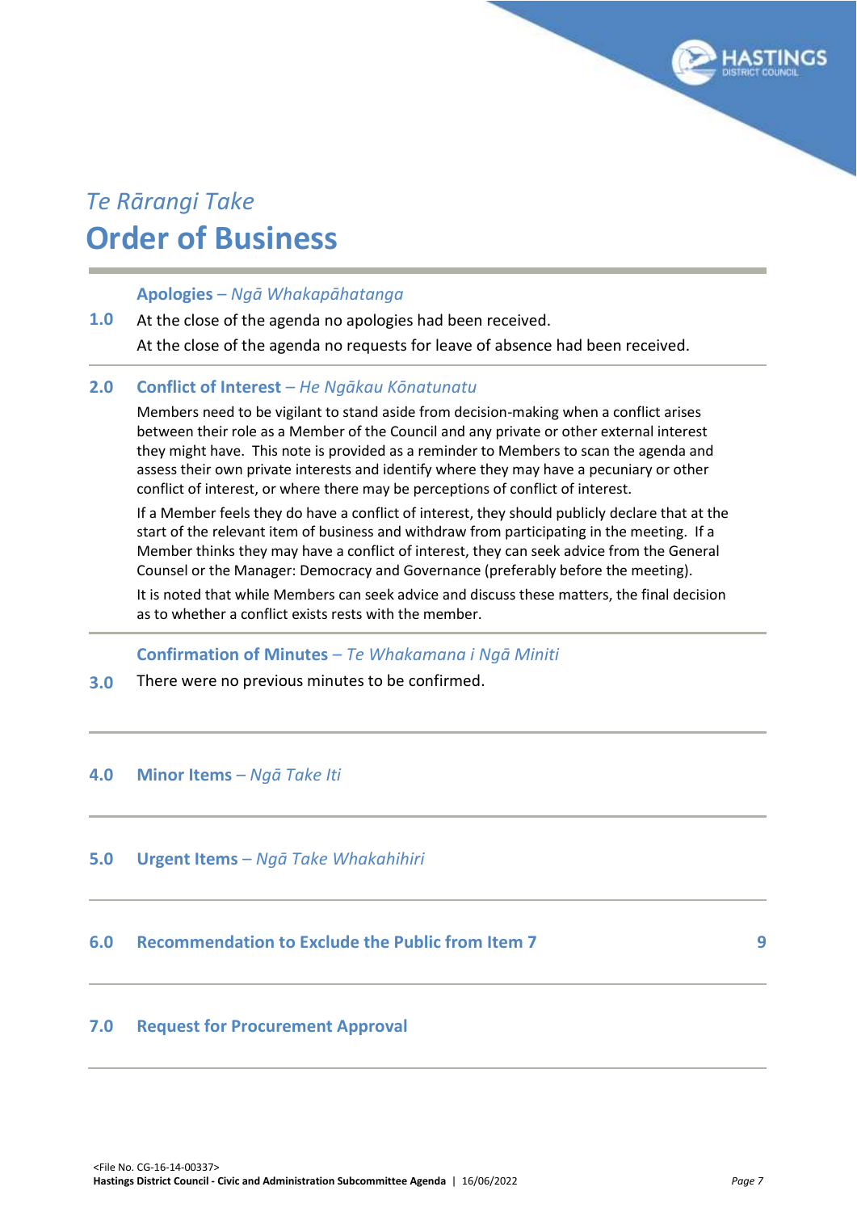*Te Rārangi Take*

# Order of Business

**Apologies** – *Ngā Whakapāhatanga*

**1.0** At the close of the agenda no apologies had been received.

At the close of the agenda no requests for leave of absence had been received.

**2.0** **Conflict of Interest** – *He Ngākau Kōnatunatu*

Members need to be vigilant to stand aside from decision-making when a conflict arises between their role as a Member of the Council and any private or other external interest they might have. This note is provided as a reminder to Members to scan the agenda and assess their own private interests and identify where they may have a pecuniary or other conflict of interest, or where there may be perceptions of conflict of interest.

If a Member feels they do have a conflict of interest, they should publicly declare that at the start of the relevant item of business and withdraw from participating in the meeting. If a Member thinks they may have a conflict of interest, they can seek advice from the General Counsel or the Manager: Democracy and Governance (preferably before the meeting).

It is noted that while Members can seek advice and discuss these matters, the final decision as to whether a conflict exists rests with the member.

**Confirmation of Minutes** – *Te Whakamana i Ngā Miniti*

**3.0** There were no previous minutes to be confirmed.

**4.0** **Minor Items** – *Ngā Take Iti*

**5.0** **Urgent Items** – *Ngā Take Whakahihiri*

**6.0** **Recommendation to Exclude the Public from Item 7** **9**

**7.0** **Request for Procurement Approval**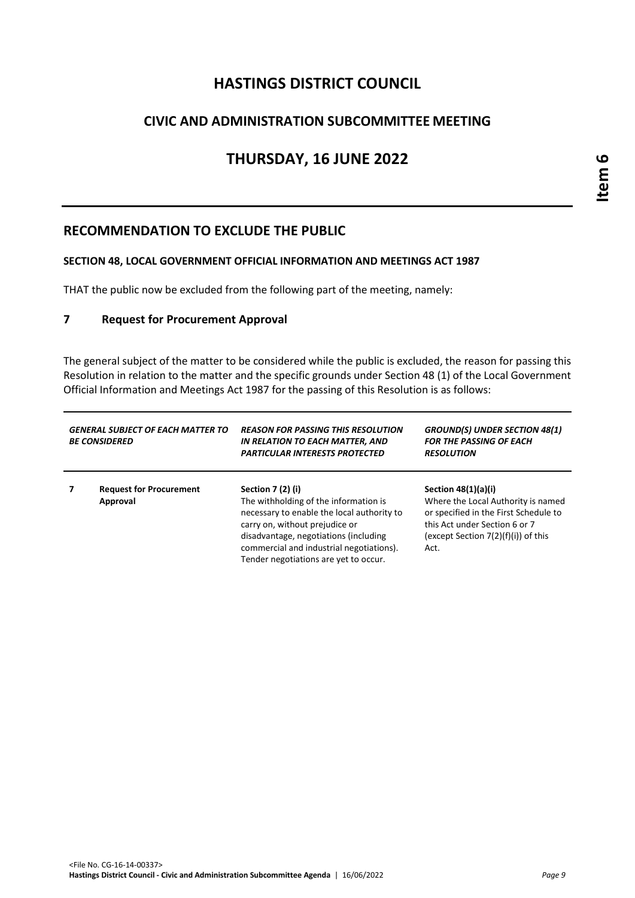# HASTINGS DISTRICT COUNCIL

## CIVIC AND ADMINISTRATION SUBCOMMITTEE MEETING

## THURSDAY, 16 JUNE 2022

## RECOMMENDATION TO EXCLUDE THE PUBLIC

**SECTION 48, LOCAL GOVERNMENT OFFICIAL INFORMATION AND MEETINGS ACT 1987**

THAT the public now be excluded from the following part of the meeting, namely:

### 7 Request for Procurement Approval

The general subject of the matter to be considered while the public is excluded, the reason for passing this Resolution in relation to the matter and the specific grounds under Section 48 (1) of the Local Government Official Information and Meetings Act 1987 for the passing of this Resolution is as follows:

| ***GENERAL SUBJECT OF EACH MATTER TO BE CONSIDERED*** | ***REASON FOR PASSING THIS RESOLUTION IN RELATION TO EACH MATTER, AND PARTICULAR INTERESTS PROTECTED*** | ***GROUND(S) UNDER SECTION 48(1) FOR THE PASSING OF EACH RESOLUTION*** |
|---|---|---|
| **7 Request for Procurement Approval** | **Section 7 (2) (i)** The withholding of the information is necessary to enable the local authority to carry on, without prejudice or disadvantage, negotiations (including commercial and industrial negotiations). Tender negotiations are yet to occur. | **Section 48(1)(a)(i)** Where the Local Authority is named or specified in the First Schedule to this Act under Section 6 or 7 (except Section 7(2)(f)(i)) of this Act. |